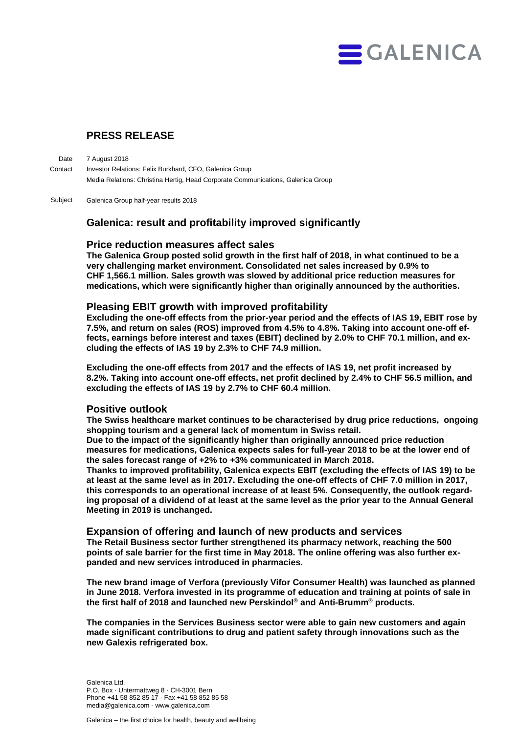# PRESS RELEASE

Date 7 August 2018

Contact Investor Relations: Felix Burkhard, CFO, Galenica Group

Media Relations: Christina Hertig, Head Corporate Communications, Galenica Group

Subject Galenica Group half-year results 2018

## Galenica: result and profitability improved significantly

### Price reduction measures affect sales

**The Galenica Group posted solid growth in the first half of 2018, in what continued to be a very challenging market environment. Consolidated net sales increased by 0.9% to CHF 1,566.1 million. Sales growth was slowed by additional price reduction measures for medications, which were significantly higher than originally announced by the authorities.**

### Pleasing EBIT growth with improved profitability

**Excluding the one-off effects from the prior-year period and the effects of IAS 19, EBIT rose by 7.5%, and return on sales (ROS) improved from 4.5% to 4.8%. Taking into account one-off effects, earnings before interest and taxes (EBIT) declined by 2.0% to CHF 70.1 million, and excluding the effects of IAS 19 by 2.3% to CHF 74.9 million.**

**Excluding the one-off effects from 2017 and the effects of IAS 19, net profit increased by 8.2%. Taking into account one-off effects, net profit declined by 2.4% to CHF 56.5 million, and excluding the effects of IAS 19 by 2.7% to CHF 60.4 million.**

### Positive outlook

**The Swiss healthcare market continues to be characterised by drug price reductions, ongoing shopping tourism and a general lack of momentum in Swiss retail.**

**Due to the impact of the significantly higher than originally announced price reduction measures for medications, Galenica expects sales for full-year 2018 to be at the lower end of the sales forecast range of +2% to +3% communicated in March 2018.**

**Thanks to improved profitability, Galenica expects EBIT (excluding the effects of IAS 19) to be at least at the same level as in 2017. Excluding the one-off effects of CHF 7.0 million in 2017, this corresponds to an operational increase of at least 5%. Consequently, the outlook regarding proposal of a dividend of at least at the same level as the prior year to the Annual General Meeting in 2019 is unchanged.**

### Expansion of offering and launch of new products and services

**The Retail Business sector further strengthened its pharmacy network, reaching the 500 points of sale barrier for the first time in May 2018. The online offering was also further expanded and new services introduced in pharmacies.**

**The new brand image of Verfora (previously Vifor Consumer Health) was launched as planned in June 2018. Verfora invested in its programme of education and training at points of sale in the first half of 2018 and launched new Perskindol® and Anti-Brumm® products.**

**The companies in the Services Business sector were able to gain new customers and again made significant contributions to drug and patient safety through innovations such as the new Galexis refrigerated box.**

Galenica Ltd.
P.O. Box · Untermattweg 8 · CH-3001 Bern
Phone +41 58 852 85 17 · Fax +41 58 852 85 58
media@galenica.com · www.galenica.com

Galenica – the first choice for health, beauty and wellbeing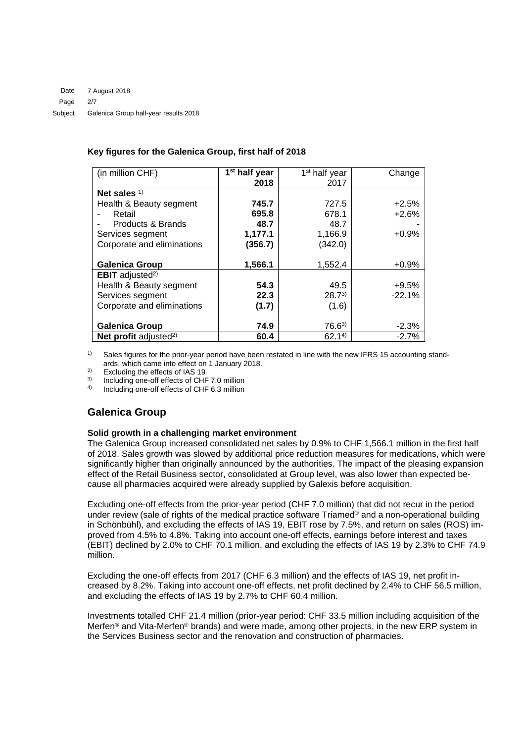**Key figures for the Galenica Group, first half of 2018**

| (in million CHF) | 1st half year 2018 | 1st half year 2017 | Change |
|---|---|---|---|
| **Net sales** [1] | | | |
| Health & Beauty segment | **745.7** | 727.5 | +2.5% |
| - Retail | **695.8** | 678.1 | +2.6% |
| - Products & Brands | **48.7** | 48.7 | - |
| Services segment | **1,177.1** | 1,166.9 | +0.9% |
| Corporate and eliminations | **(356.7)** | (342.0) | |
| **Galenica Group** | **1,566.1** | 1,552.4 | +0.9% |
| **EBIT** adjusted[2] | | | |
| Health & Beauty segment | **54.3** | 49.5 | +9.5% |
| Services segment | **22.3** | 28.7[3] | -22.1% |
| Corporate and eliminations | **(1.7)** | (1.6) | |
| **Galenica Group** | **74.9** | 76.6[3] | -2.3% |
| **Net profit** adjusted[2] | **60.4** | 62.1[4] | -2.7% |

[1] Sales figures for the prior-year period have been restated in line with the new IFRS 15 accounting standards, which came into effect on 1 January 2018.
[2] Excluding the effects of IAS 19
[3] Including one-off effects of CHF 7.0 million
[4] Including one-off effects of CHF 6.3 million

## Galenica Group

**Solid growth in a challenging market environment**

The Galenica Group increased consolidated net sales by 0.9% to CHF 1,566.1 million in the first half of 2018. Sales growth was slowed by additional price reduction measures for medications, which were significantly higher than originally announced by the authorities. The impact of the pleasing expansion effect of the Retail Business sector, consolidated at Group level, was also lower than expected because all pharmacies acquired were already supplied by Galexis before acquisition.

Excluding one-off effects from the prior-year period (CHF 7.0 million) that did not recur in the period under review (sale of rights of the medical practice software Triamed® and a non-operational building in Schönbühl), and excluding the effects of IAS 19, EBIT rose by 7.5%, and return on sales (ROS) improved from 4.5% to 4.8%. Taking into account one-off effects, earnings before interest and taxes (EBIT) declined by 2.0% to CHF 70.1 million, and excluding the effects of IAS 19 by 2.3% to CHF 74.9 million.

Excluding the one-off effects from 2017 (CHF 6.3 million) and the effects of IAS 19, net profit increased by 8.2%. Taking into account one-off effects, net profit declined by 2.4% to CHF 56.5 million, and excluding the effects of IAS 19 by 2.7% to CHF 60.4 million.

Investments totalled CHF 21.4 million (prior-year period: CHF 33.5 million including acquisition of the Merfen® and Vita-Merfen® brands) and were made, among other projects, in the new ERP system in the Services Business sector and the renovation and construction of pharmacies.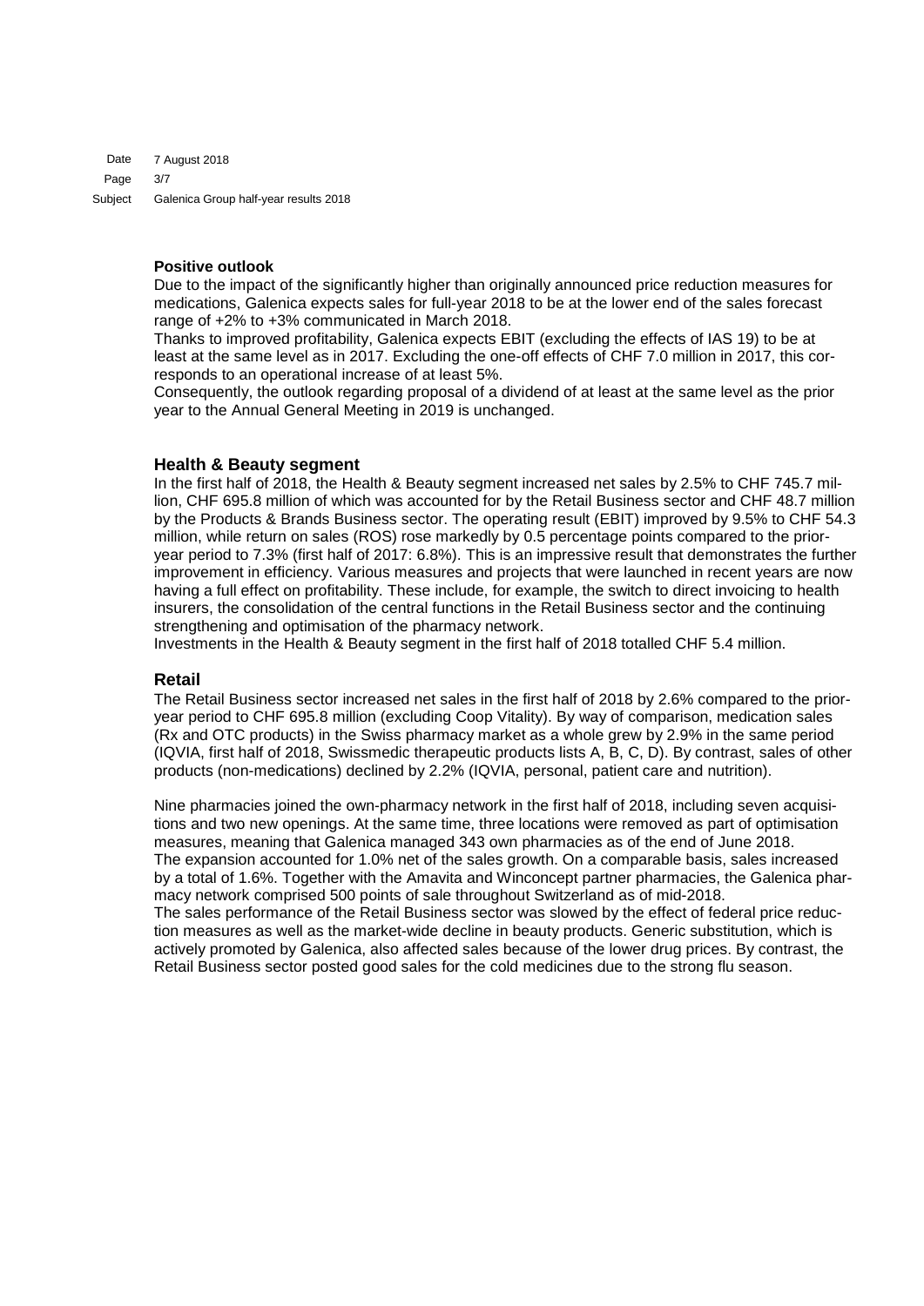### Positive outlook

Due to the impact of the significantly higher than originally announced price reduction measures for medications, Galenica expects sales for full-year 2018 to be at the lower end of the sales forecast range of +2% to +3% communicated in March 2018.
Thanks to improved profitability, Galenica expects EBIT (excluding the effects of IAS 19) to be at least at the same level as in 2017. Excluding the one-off effects of CHF 7.0 million in 2017, this corresponds to an operational increase of at least 5%.
Consequently, the outlook regarding proposal of a dividend of at least at the same level as the prior year to the Annual General Meeting in 2019 is unchanged.

## Health & Beauty segment

In the first half of 2018, the Health & Beauty segment increased net sales by 2.5% to CHF 745.7 million, CHF 695.8 million of which was accounted for by the Retail Business sector and CHF 48.7 million by the Products & Brands Business sector. The operating result (EBIT) improved by 9.5% to CHF 54.3 million, while return on sales (ROS) rose markedly by 0.5 percentage points compared to the prior-year period to 7.3% (first half of 2017: 6.8%). This is an impressive result that demonstrates the further improvement in efficiency. Various measures and projects that were launched in recent years are now having a full effect on profitability. These include, for example, the switch to direct invoicing to health insurers, the consolidation of the central functions in the Retail Business sector and the continuing strengthening and optimisation of the pharmacy network.
Investments in the Health & Beauty segment in the first half of 2018 totalled CHF 5.4 million.

## Retail

The Retail Business sector increased net sales in the first half of 2018 by 2.6% compared to the prior-year period to CHF 695.8 million (excluding Coop Vitality). By way of comparison, medication sales (Rx and OTC products) in the Swiss pharmacy market as a whole grew by 2.9% in the same period (IQVIA, first half of 2018, Swissmedic therapeutic products lists A, B, C, D). By contrast, sales of other products (non-medications) declined by 2.2% (IQVIA, personal, patient care and nutrition).

Nine pharmacies joined the own-pharmacy network in the first half of 2018, including seven acquisitions and two new openings. At the same time, three locations were removed as part of optimisation measures, meaning that Galenica managed 343 own pharmacies as of the end of June 2018.
The expansion accounted for 1.0% net of the sales growth. On a comparable basis, sales increased by a total of 1.6%. Together with the Amavita and Winconcept partner pharmacies, the Galenica pharmacy network comprised 500 points of sale throughout Switzerland as of mid-2018.
The sales performance of the Retail Business sector was slowed by the effect of federal price reduction measures as well as the market-wide decline in beauty products. Generic substitution, which is actively promoted by Galenica, also affected sales because of the lower drug prices. By contrast, the Retail Business sector posted good sales for the cold medicines due to the strong flu season.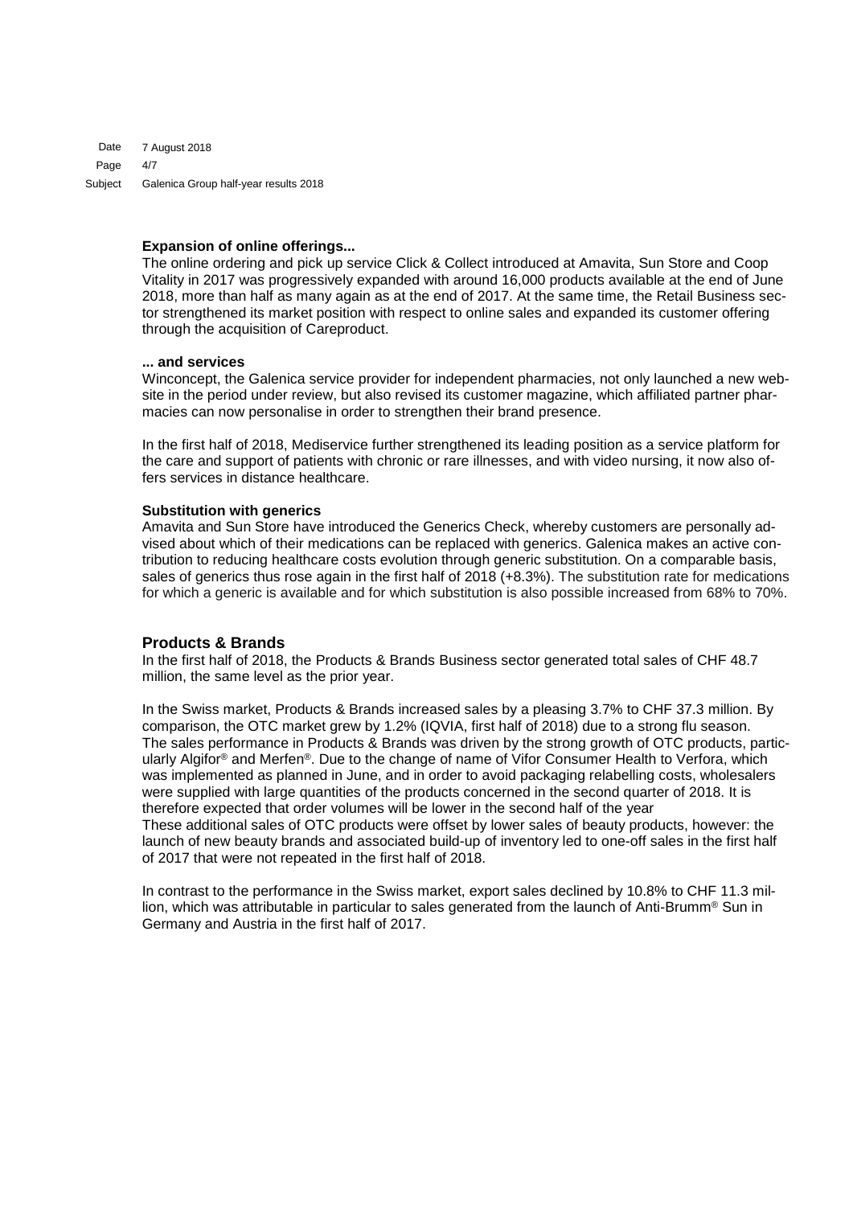**Expansion of online offerings...**

The online ordering and pick up service Click & Collect introduced at Amavita, Sun Store and Coop Vitality in 2017 was progressively expanded with around 16,000 products available at the end of June 2018, more than half as many again as at the end of 2017. At the same time, the Retail Business sector strengthened its market position with respect to online sales and expanded its customer offering through the acquisition of Careproduct.

**... and services**

Winconcept, the Galenica service provider for independent pharmacies, not only launched a new website in the period under review, but also revised its customer magazine, which affiliated partner pharmacies can now personalise in order to strengthen their brand presence.

In the first half of 2018, Mediservice further strengthened its leading position as a service platform for the care and support of patients with chronic or rare illnesses, and with video nursing, it now also offers services in distance healthcare.

**Substitution with generics**

Amavita and Sun Store have introduced the Generics Check, whereby customers are personally advised about which of their medications can be replaced with generics. Galenica makes an active contribution to reducing healthcare costs evolution through generic substitution. On a comparable basis, sales of generics thus rose again in the first half of 2018 (+8.3%). The substitution rate for medications for which a generic is available and for which substitution is also possible increased from 68% to 70%.

## Products & Brands

In the first half of 2018, the Products & Brands Business sector generated total sales of CHF 48.7 million, the same level as the prior year.

In the Swiss market, Products & Brands increased sales by a pleasing 3.7% to CHF 37.3 million. By comparison, the OTC market grew by 1.2% (IQVIA, first half of 2018) due to a strong flu season. The sales performance in Products & Brands was driven by the strong growth of OTC products, particularly Algifor® and Merfen®. Due to the change of name of Vifor Consumer Health to Verfora, which was implemented as planned in June, and in order to avoid packaging relabelling costs, wholesalers were supplied with large quantities of the products concerned in the second quarter of 2018. It is therefore expected that order volumes will be lower in the second half of the year
These additional sales of OTC products were offset by lower sales of beauty products, however: the launch of new beauty brands and associated build-up of inventory led to one-off sales in the first half of 2017 that were not repeated in the first half of 2018.

In contrast to the performance in the Swiss market, export sales declined by 10.8% to CHF 11.3 million, which was attributable in particular to sales generated from the launch of Anti-Brumm® Sun in Germany and Austria in the first half of 2017.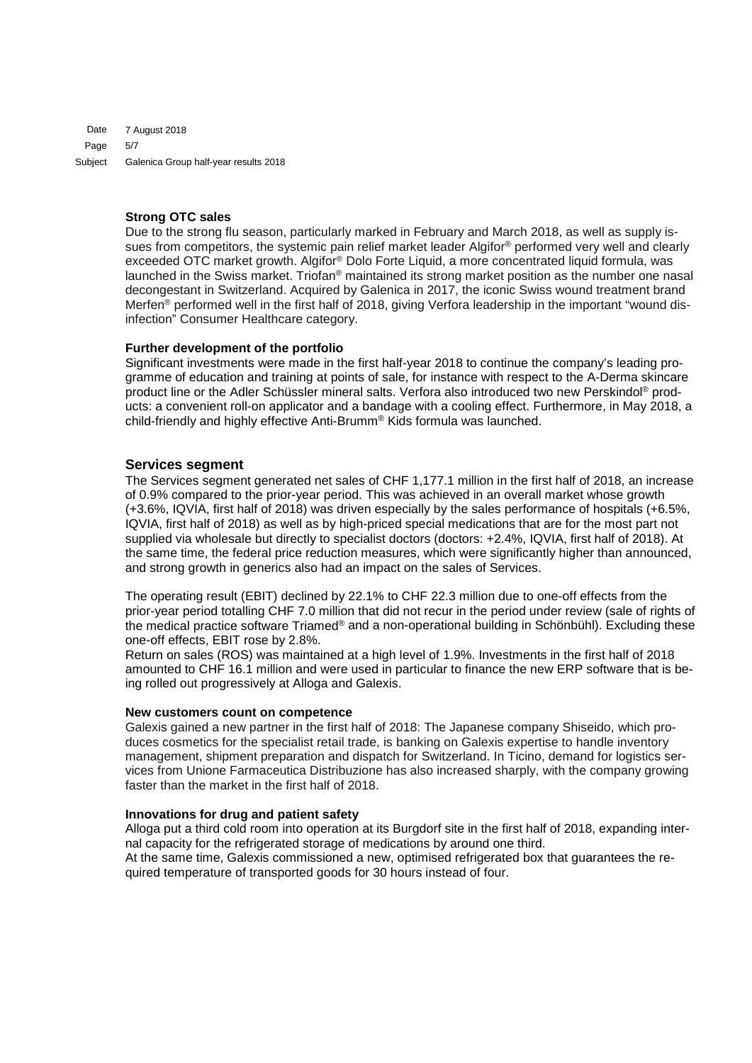**Strong OTC sales**

Due to the strong flu season, particularly marked in February and March 2018, as well as supply issues from competitors, the systemic pain relief market leader Algifor® performed very well and clearly exceeded OTC market growth. Algifor® Dolo Forte Liquid, a more concentrated liquid formula, was launched in the Swiss market. Triofan® maintained its strong market position as the number one nasal decongestant in Switzerland. Acquired by Galenica in 2017, the iconic Swiss wound treatment brand Merfen® performed well in the first half of 2018, giving Verfora leadership in the important "wound disinfection" Consumer Healthcare category.

**Further development of the portfolio**

Significant investments were made in the first half-year 2018 to continue the company's leading programme of education and training at points of sale, for instance with respect to the A-Derma skincare product line or the Adler Schüssler mineral salts. Verfora also introduced two new Perskindol® products: a convenient roll-on applicator and a bandage with a cooling effect. Furthermore, in May 2018, a child-friendly and highly effective Anti-Brumm® Kids formula was launched.

## Services segment

The Services segment generated net sales of CHF 1,177.1 million in the first half of 2018, an increase of 0.9% compared to the prior-year period. This was achieved in an overall market whose growth (+3.6%, IQVIA, first half of 2018) was driven especially by the sales performance of hospitals (+6.5%, IQVIA, first half of 2018) as well as by high-priced special medications that are for the most part not supplied via wholesale but directly to specialist doctors (doctors: +2.4%, IQVIA, first half of 2018). At the same time, the federal price reduction measures, which were significantly higher than announced, and strong growth in generics also had an impact on the sales of Services.

The operating result (EBIT) declined by 22.1% to CHF 22.3 million due to one-off effects from the prior-year period totalling CHF 7.0 million that did not recur in the period under review (sale of rights of the medical practice software Triamed® and a non-operational building in Schönbühl). Excluding these one-off effects, EBIT rose by 2.8%.

Return on sales (ROS) was maintained at a high level of 1.9%. Investments in the first half of 2018 amounted to CHF 16.1 million and were used in particular to finance the new ERP software that is being rolled out progressively at Alloga and Galexis.

**New customers count on competence**

Galexis gained a new partner in the first half of 2018: The Japanese company Shiseido, which produces cosmetics for the specialist retail trade, is banking on Galexis expertise to handle inventory management, shipment preparation and dispatch for Switzerland. In Ticino, demand for logistics services from Unione Farmaceutica Distribuzione has also increased sharply, with the company growing faster than the market in the first half of 2018.

**Innovations for drug and patient safety**

Alloga put a third cold room into operation at its Burgdorf site in the first half of 2018, expanding internal capacity for the refrigerated storage of medications by around one third.

At the same time, Galexis commissioned a new, optimised refrigerated box that guarantees the required temperature of transported goods for 30 hours instead of four.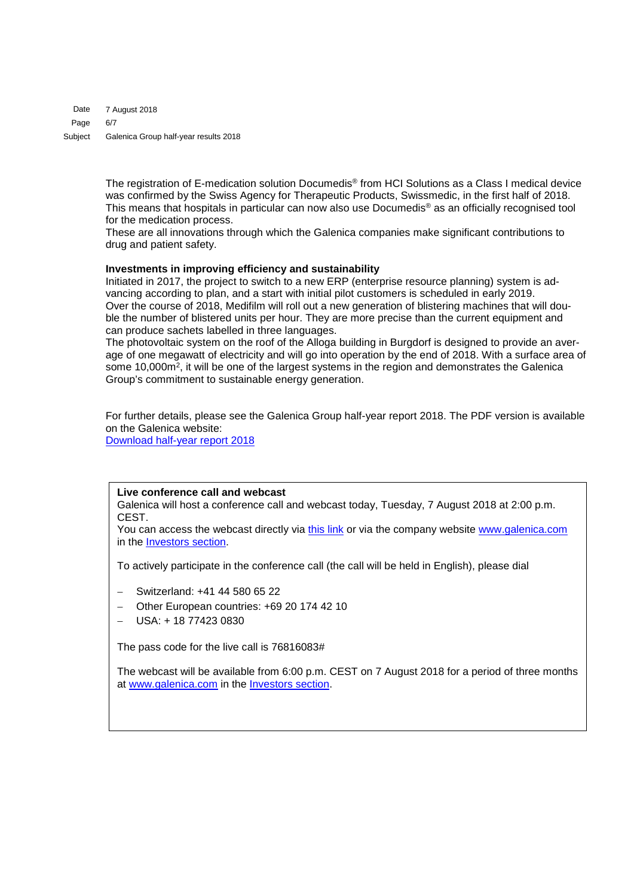The registration of E-medication solution Documedis® from HCI Solutions as a Class I medical device was confirmed by the Swiss Agency for Therapeutic Products, Swissmedic, in the first half of 2018. This means that hospitals in particular can now also use Documedis® as an officially recognised tool for the medication process.

These are all innovations through which the Galenica companies make significant contributions to drug and patient safety.

**Investments in improving efficiency and sustainability**

Initiated in 2017, the project to switch to a new ERP (enterprise resource planning) system is advancing according to plan, and a start with initial pilot customers is scheduled in early 2019.

Over the course of 2018, Medifilm will roll out a new generation of blistering machines that will double the number of blistered units per hour. They are more precise than the current equipment and can produce sachets labelled in three languages.

The photovoltaic system on the roof of the Alloga building in Burgdorf is designed to provide an average of one megawatt of electricity and will go into operation by the end of 2018. With a surface area of some 10,000m², it will be one of the largest systems in the region and demonstrates the Galenica Group's commitment to sustainable energy generation.

For further details, please see the Galenica Group half-year report 2018. The PDF version is available on the Galenica website:

[Download half-year report 2018]

**Live conference call and webcast**

Galenica will host a conference call and webcast today, Tuesday, 7 August 2018 at 2:00 p.m. CEST.

You can access the webcast directly via this link or via the company website www.galenica.com in the Investors section.

To actively participate in the conference call (the call will be held in English), please dial

- Switzerland: +41 44 580 65 22
- Other European countries: +69 20 174 42 10
- USA: + 18 77423 0830

The pass code for the live call is 76816083#

The webcast will be available from 6:00 p.m. CEST on 7 August 2018 for a period of three months at www.galenica.com in the Investors section.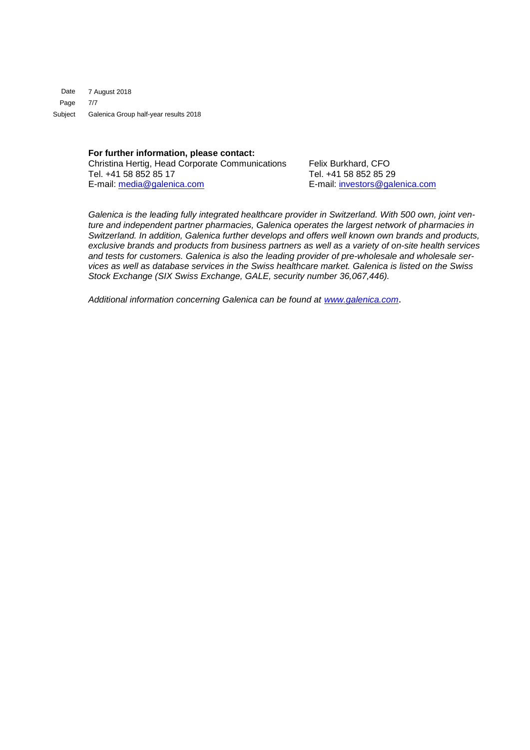**For further information, please contact:**

Christina Hertig, Head Corporate Communications
Tel. +41 58 852 85 17
E-mail: media@galenica.com

Felix Burkhard, CFO
Tel. +41 58 852 85 29
E-mail: investors@galenica.com

*Galenica is the leading fully integrated healthcare provider in Switzerland. With 500 own, joint venture and independent partner pharmacies, Galenica operates the largest network of pharmacies in Switzerland. In addition, Galenica further develops and offers well known own brands and products, exclusive brands and products from business partners as well as a variety of on-site health services and tests for customers. Galenica is also the leading provider of pre-wholesale and wholesale services as well as database services in the Swiss healthcare market. Galenica is listed on the Swiss Stock Exchange (SIX Swiss Exchange, GALE, security number 36,067,446).*

*Additional information concerning Galenica can be found at www.galenica.com.*